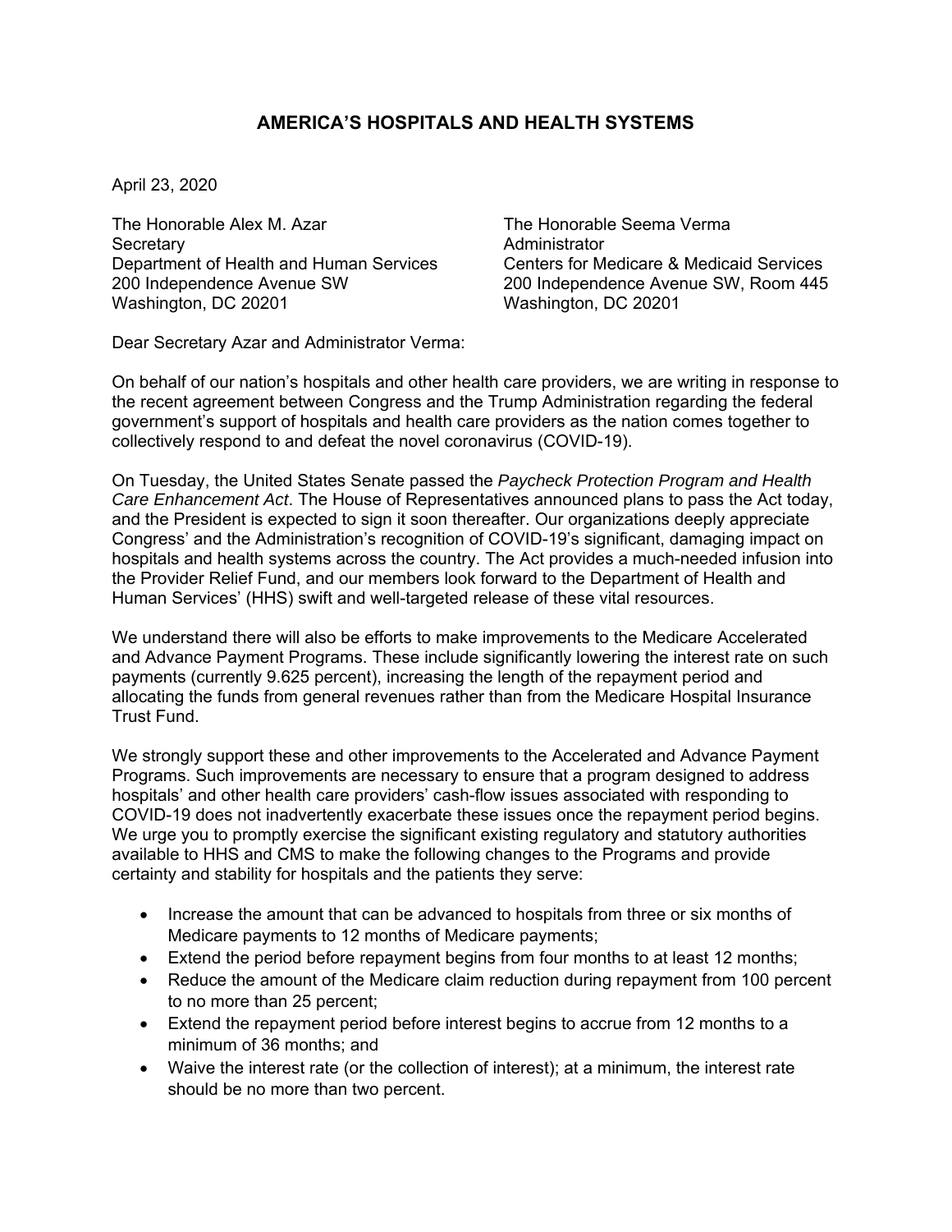# AMERICA'S HOSPITALS AND HEALTH SYSTEMS

April 23, 2020

The Honorable Alex M. Azar
Secretary
Department of Health and Human Services
200 Independence Avenue SW
Washington, DC 20201

The Honorable Seema Verma
Administrator
Centers for Medicare & Medicaid Services
200 Independence Avenue SW, Room 445
Washington, DC 20201

Dear Secretary Azar and Administrator Verma:

On behalf of our nation's hospitals and other health care providers, we are writing in response to the recent agreement between Congress and the Trump Administration regarding the federal government's support of hospitals and health care providers as the nation comes together to collectively respond to and defeat the novel coronavirus (COVID-19).

On Tuesday, the United States Senate passed the *Paycheck Protection Program and Health Care Enhancement Act*. The House of Representatives announced plans to pass the Act today, and the President is expected to sign it soon thereafter. Our organizations deeply appreciate Congress' and the Administration's recognition of COVID-19's significant, damaging impact on hospitals and health systems across the country. The Act provides a much-needed infusion into the Provider Relief Fund, and our members look forward to the Department of Health and Human Services' (HHS) swift and well-targeted release of these vital resources.

We understand there will also be efforts to make improvements to the Medicare Accelerated and Advance Payment Programs. These include significantly lowering the interest rate on such payments (currently 9.625 percent), increasing the length of the repayment period and allocating the funds from general revenues rather than from the Medicare Hospital Insurance Trust Fund.

We strongly support these and other improvements to the Accelerated and Advance Payment Programs. Such improvements are necessary to ensure that a program designed to address hospitals' and other health care providers' cash-flow issues associated with responding to COVID-19 does not inadvertently exacerbate these issues once the repayment period begins. We urge you to promptly exercise the significant existing regulatory and statutory authorities available to HHS and CMS to make the following changes to the Programs and provide certainty and stability for hospitals and the patients they serve:

- Increase the amount that can be advanced to hospitals from three or six months of Medicare payments to 12 months of Medicare payments;
- Extend the period before repayment begins from four months to at least 12 months;
- Reduce the amount of the Medicare claim reduction during repayment from 100 percent to no more than 25 percent;
- Extend the repayment period before interest begins to accrue from 12 months to a minimum of 36 months; and
- Waive the interest rate (or the collection of interest); at a minimum, the interest rate should be no more than two percent.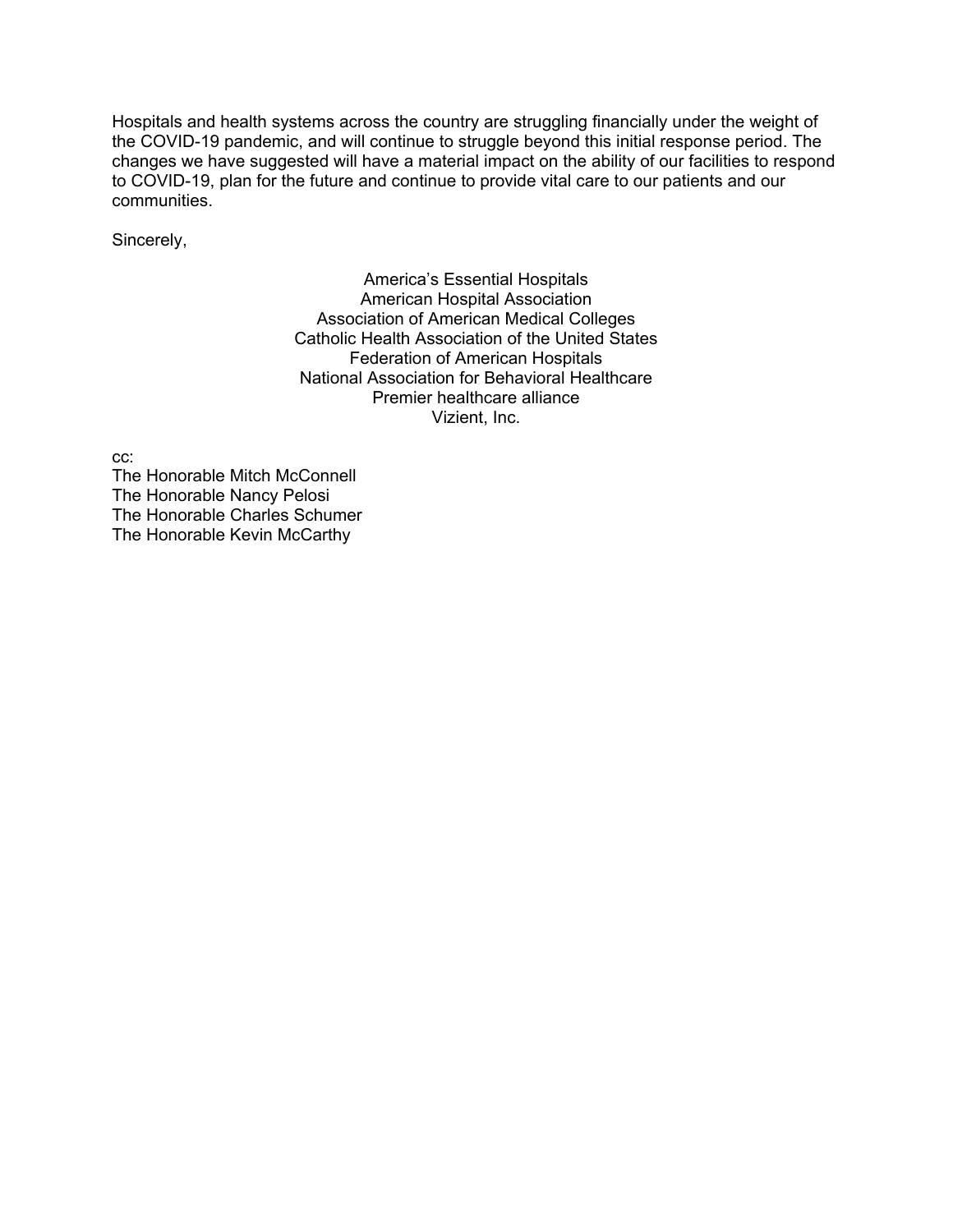Hospitals and health systems across the country are struggling financially under the weight of the COVID-19 pandemic, and will continue to struggle beyond this initial response period. The changes we have suggested will have a material impact on the ability of our facilities to respond to COVID-19, plan for the future and continue to provide vital care to our patients and our communities.

Sincerely,

America's Essential Hospitals
American Hospital Association
Association of American Medical Colleges
Catholic Health Association of the United States
Federation of American Hospitals
National Association for Behavioral Healthcare
Premier healthcare alliance
Vizient, Inc.

cc:
The Honorable Mitch McConnell
The Honorable Nancy Pelosi
The Honorable Charles Schumer
The Honorable Kevin McCarthy